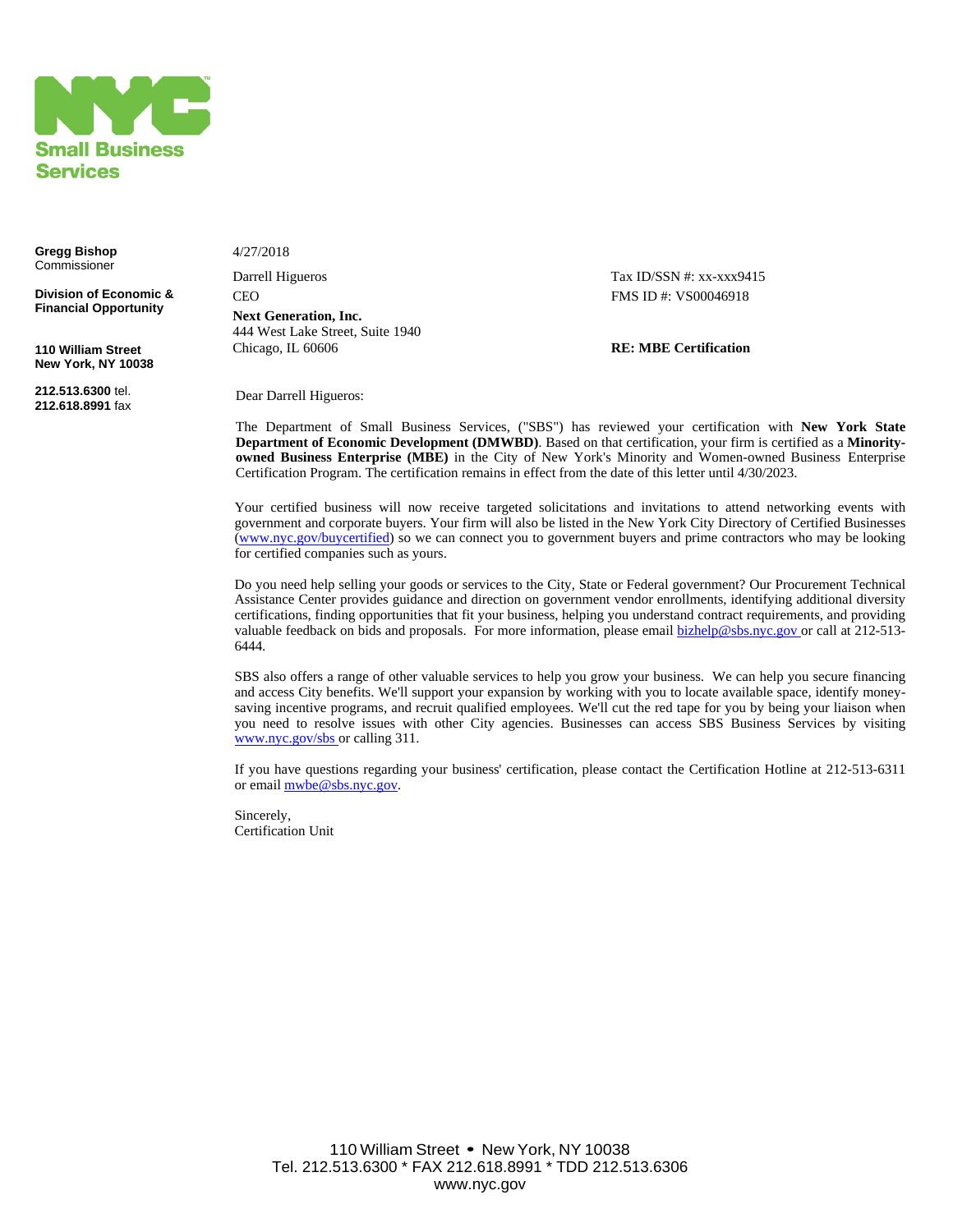**Small Business Services**

**Gregg Bishop**
Commissioner

**Division of Economic & Financial Opportunity**

**110 William Street**
**New York, NY 10038**

**212.513.6300** tel.
**212.618.8991** fax

4/27/2018

Darrell Higueros
CEO
**Next Generation, Inc.**
444 West Lake Street, Suite 1940
Chicago, IL 60606

Tax ID/SSN #: xx-xxx9415
FMS ID #: VS00046918

**RE: MBE Certification**

Dear Darrell Higueros:

The Department of Small Business Services, ("SBS") has reviewed your certification with **New York State Department of Economic Development (DMWBD)**. Based on that certification, your firm is certified as a **Minority-owned Business Enterprise (MBE)** in the City of New York's Minority and Women-owned Business Enterprise Certification Program. The certification remains in effect from the date of this letter until 4/30/2023.

Your certified business will now receive targeted solicitations and invitations to attend networking events with government and corporate buyers. Your firm will also be listed in the New York City Directory of Certified Businesses (www.nyc.gov/buycertified) so we can connect you to government buyers and prime contractors who may be looking for certified companies such as yours.

Do you need help selling your goods or services to the City, State or Federal government? Our Procurement Technical Assistance Center provides guidance and direction on government vendor enrollments, identifying additional diversity certifications, finding opportunities that fit your business, helping you understand contract requirements, and providing valuable feedback on bids and proposals. For more information, please email bizhelp@sbs.nyc.gov or call at 212-513-6444.

SBS also offers a range of other valuable services to help you grow your business. We can help you secure financing and access City benefits. We'll support your expansion by working with you to locate available space, identify money-saving incentive programs, and recruit qualified employees. We'll cut the red tape for you by being your liaison when you need to resolve issues with other City agencies. Businesses can access SBS Business Services by visiting www.nyc.gov/sbs or calling 311.

If you have questions regarding your business' certification, please contact the Certification Hotline at 212-513-6311 or email mwbe@sbs.nyc.gov.

Sincerely,
Certification Unit

110 William Street • New York, NY 10038
Tel. 212.513.6300 * FAX 212.618.8991 * TDD 212.513.6306
www.nyc.gov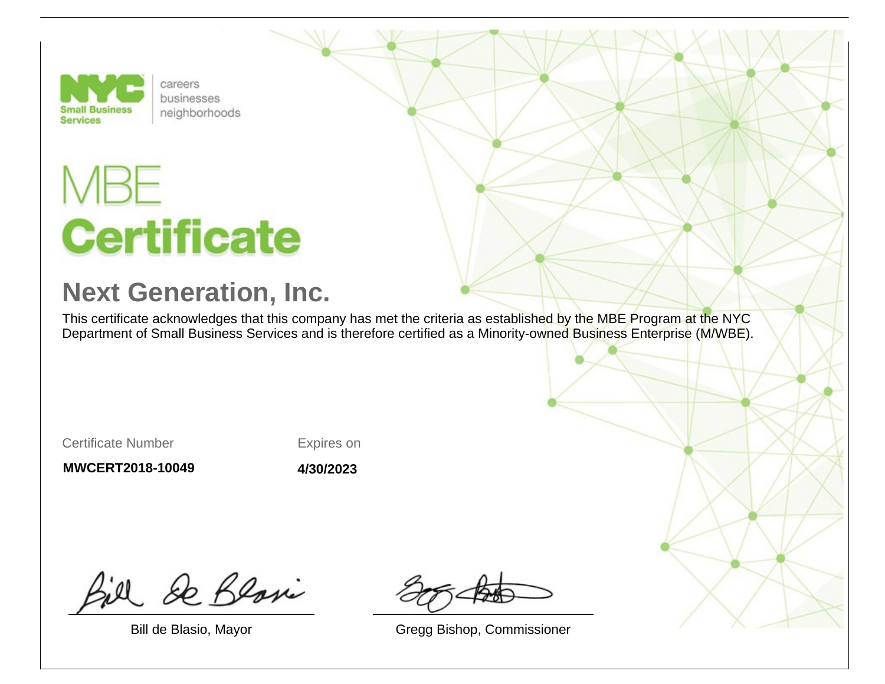NYC Small Business Services

careers
businesses
neighborhoods

# MBE
# Certificate

## Next Generation, Inc.

This certificate acknowledges that this company has met the criteria as established by the MBE Program at the NYC Department of Small Business Services and is therefore certified as a Minority-owned Business Enterprise (M/WBE).

| Certificate Number | Expires on |
| --- | --- |
| **MWCERT2018-10049** | **4/30/2023** |

Bill de Blasio, Mayor

Gregg Bishop, Commissioner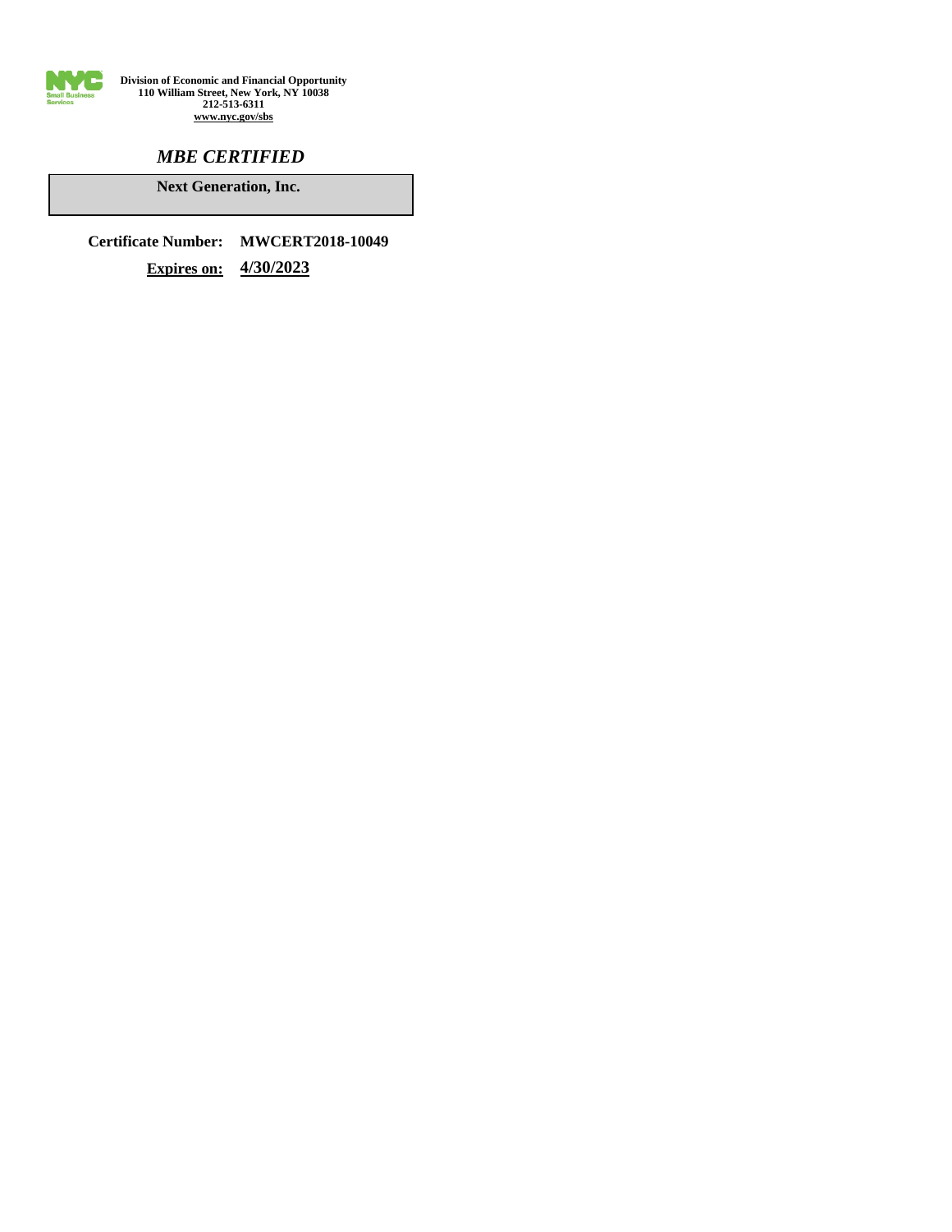**Division of Economic and Financial Opportunity**
**110 William Street, New York, NY 10038**
**212-513-6311**
**www.nyc.gov/sbs**

## *MBE CERTIFIED*

**Next Generation, Inc.**

**Certificate Number:** **MWCERT2018-10049**

**Expires on:** **4/30/2023**